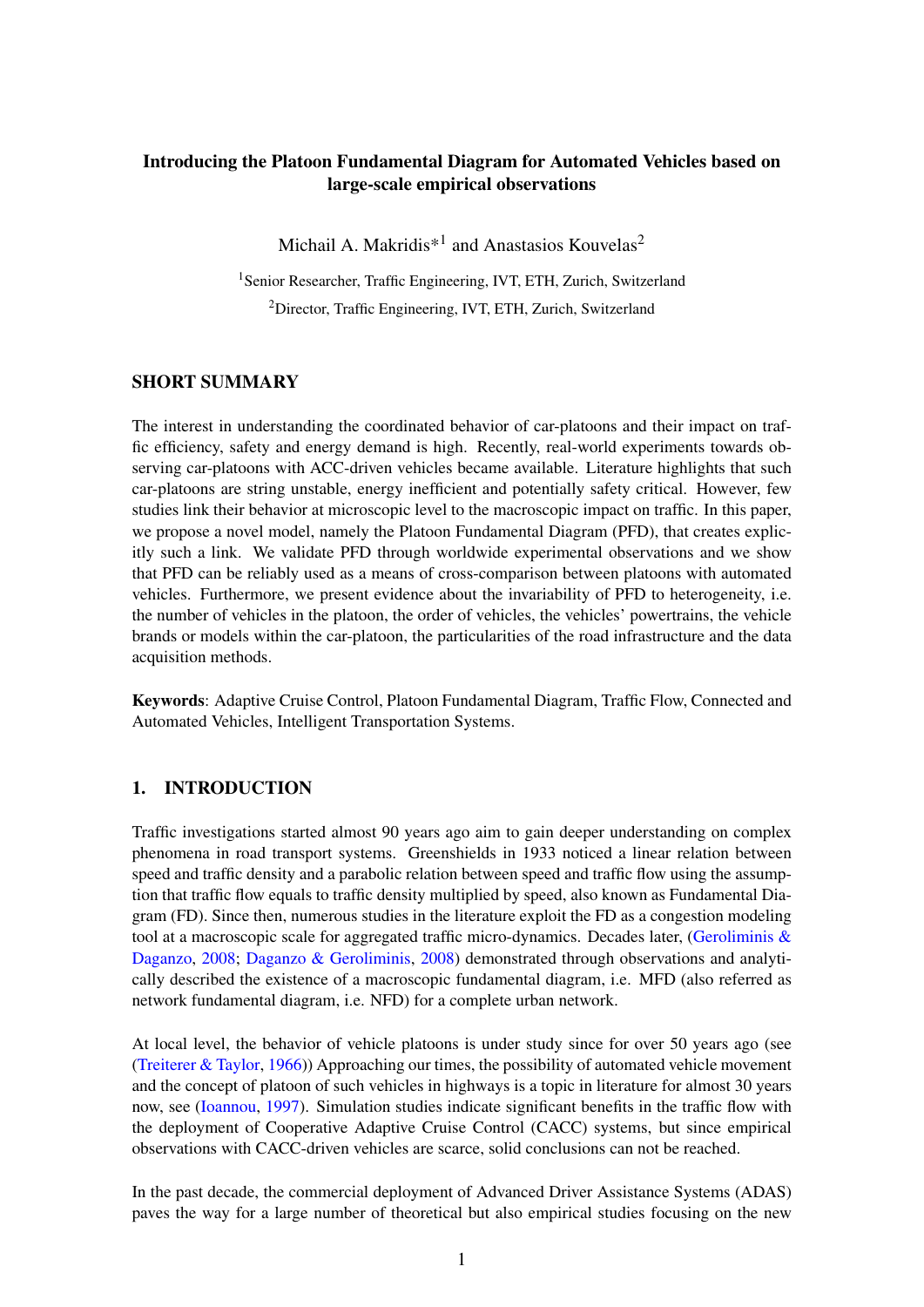# Introducing the Platoon Fundamental Diagram for Automated Vehicles based on large-scale empirical observations

Michail A. Makridis*[1] and Anastasios Kouvelas[2]

[1]Senior Researcher, Traffic Engineering, IVT, ETH, Zurich, Switzerland

[2]Director, Traffic Engineering, IVT, ETH, Zurich, Switzerland

## SHORT SUMMARY

The interest in understanding the coordinated behavior of car-platoons and their impact on traffic efficiency, safety and energy demand is high. Recently, real-world experiments towards observing car-platoons with ACC-driven vehicles became available. Literature highlights that such car-platoons are string unstable, energy inefficient and potentially safety critical. However, few studies link their behavior at microscopic level to the macroscopic impact on traffic. In this paper, we propose a novel model, namely the Platoon Fundamental Diagram (PFD), that creates explicitly such a link. We validate PFD through worldwide experimental observations and we show that PFD can be reliably used as a means of cross-comparison between platoons with automated vehicles. Furthermore, we present evidence about the invariability of PFD to heterogeneity, i.e. the number of vehicles in the platoon, the order of vehicles, the vehicles' powertrains, the vehicle brands or models within the car-platoon, the particularities of the road infrastructure and the data acquisition methods.

**Keywords**: Adaptive Cruise Control, Platoon Fundamental Diagram, Traffic Flow, Connected and Automated Vehicles, Intelligent Transportation Systems.

## 1. INTRODUCTION

Traffic investigations started almost 90 years ago aim to gain deeper understanding on complex phenomena in road transport systems. Greenshields in 1933 noticed a linear relation between speed and traffic density and a parabolic relation between speed and traffic flow using the assumption that traffic flow equals to traffic density multiplied by speed, also known as Fundamental Diagram (FD). Since then, numerous studies in the literature exploit the FD as a congestion modeling tool at a macroscopic scale for aggregated traffic micro-dynamics. Decades later, (Geroliminis & Daganzo, 2008; Daganzo & Geroliminis, 2008) demonstrated through observations and analytically described the existence of a macroscopic fundamental diagram, i.e. MFD (also referred as network fundamental diagram, i.e. NFD) for a complete urban network.

At local level, the behavior of vehicle platoons is under study since for over 50 years ago (see (Treiterer & Taylor, 1966)) Approaching our times, the possibility of automated vehicle movement and the concept of platoon of such vehicles in highways is a topic in literature for almost 30 years now, see (Ioannou, 1997). Simulation studies indicate significant benefits in the traffic flow with the deployment of Cooperative Adaptive Cruise Control (CACC) systems, but since empirical observations with CACC-driven vehicles are scarce, solid conclusions can not be reached.

In the past decade, the commercial deployment of Advanced Driver Assistance Systems (ADAS) paves the way for a large number of theoretical but also empirical studies focusing on the new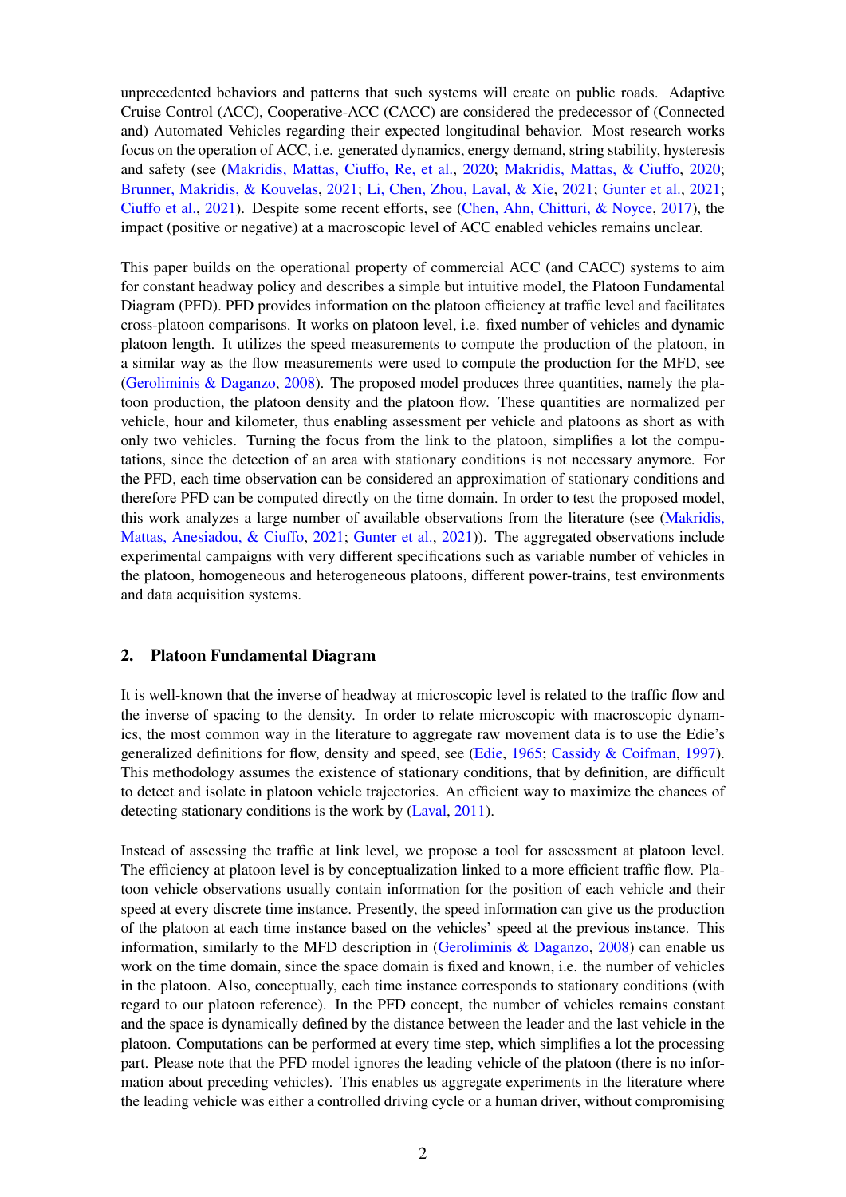unprecedented behaviors and patterns that such systems will create on public roads. Adaptive Cruise Control (ACC), Cooperative-ACC (CACC) are considered the predecessor of (Connected and) Automated Vehicles regarding their expected longitudinal behavior. Most research works focus on the operation of ACC, i.e. generated dynamics, energy demand, string stability, hysteresis and safety (see (Makridis, Mattas, Ciuffo, Re, et al., 2020; Makridis, Mattas, & Ciuffo, 2020; Brunner, Makridis, & Kouvelas, 2021; Li, Chen, Zhou, Laval, & Xie, 2021; Gunter et al., 2021; Ciuffo et al., 2021). Despite some recent efforts, see (Chen, Ahn, Chitturi, & Noyce, 2017), the impact (positive or negative) at a macroscopic level of ACC enabled vehicles remains unclear.

This paper builds on the operational property of commercial ACC (and CACC) systems to aim for constant headway policy and describes a simple but intuitive model, the Platoon Fundamental Diagram (PFD). PFD provides information on the platoon efficiency at traffic level and facilitates cross-platoon comparisons. It works on platoon level, i.e. fixed number of vehicles and dynamic platoon length. It utilizes the speed measurements to compute the production of the platoon, in a similar way as the flow measurements were used to compute the production for the MFD, see (Geroliminis & Daganzo, 2008). The proposed model produces three quantities, namely the platoon production, the platoon density and the platoon flow. These quantities are normalized per vehicle, hour and kilometer, thus enabling assessment per vehicle and platoons as short as with only two vehicles. Turning the focus from the link to the platoon, simplifies a lot the computations, since the detection of an area with stationary conditions is not necessary anymore. For the PFD, each time observation can be considered an approximation of stationary conditions and therefore PFD can be computed directly on the time domain. In order to test the proposed model, this work analyzes a large number of available observations from the literature (see (Makridis, Mattas, Anesiadou, & Ciuffo, 2021; Gunter et al., 2021)). The aggregated observations include experimental campaigns with very different specifications such as variable number of vehicles in the platoon, homogeneous and heterogeneous platoons, different power-trains, test environments and data acquisition systems.

## 2. Platoon Fundamental Diagram

It is well-known that the inverse of headway at microscopic level is related to the traffic flow and the inverse of spacing to the density. In order to relate microscopic with macroscopic dynamics, the most common way in the literature to aggregate raw movement data is to use the Edie's generalized definitions for flow, density and speed, see (Edie, 1965; Cassidy & Coifman, 1997). This methodology assumes the existence of stationary conditions, that by definition, are difficult to detect and isolate in platoon vehicle trajectories. An efficient way to maximize the chances of detecting stationary conditions is the work by (Laval, 2011).

Instead of assessing the traffic at link level, we propose a tool for assessment at platoon level. The efficiency at platoon level is by conceptualization linked to a more efficient traffic flow. Platoon vehicle observations usually contain information for the position of each vehicle and their speed at every discrete time instance. Presently, the speed information can give us the production of the platoon at each time instance based on the vehicles' speed at the previous instance. This information, similarly to the MFD description in (Geroliminis & Daganzo, 2008) can enable us work on the time domain, since the space domain is fixed and known, i.e. the number of vehicles in the platoon. Also, conceptually, each time instance corresponds to stationary conditions (with regard to our platoon reference). In the PFD concept, the number of vehicles remains constant and the space is dynamically defined by the distance between the leader and the last vehicle in the platoon. Computations can be performed at every time step, which simplifies a lot the processing part. Please note that the PFD model ignores the leading vehicle of the platoon (there is no information about preceding vehicles). This enables us aggregate experiments in the literature where the leading vehicle was either a controlled driving cycle or a human driver, without compromising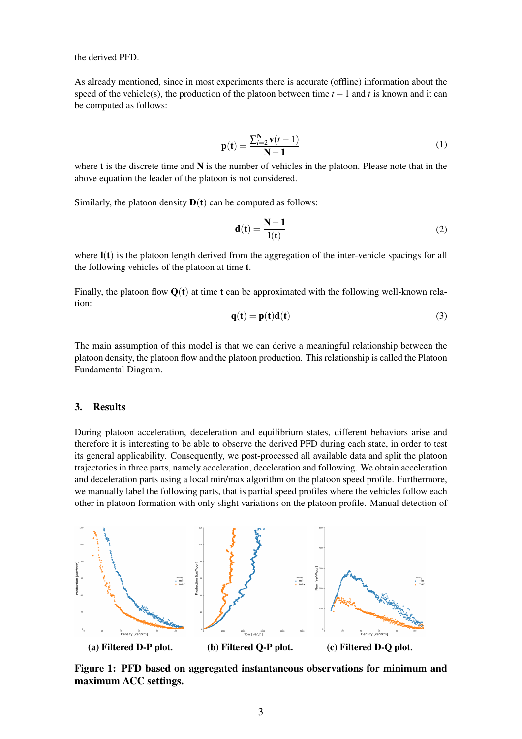the derived PFD.

As already mentioned, since in most experiments there is accurate (offline) information about the speed of the vehicle(s), the production of the platoon between time $t-1$ and $t$ is known and it can be computed as follows:

$$\mathbf{p}(\mathbf{t}) = \frac{\sum_{i=2}^{\mathbf{N}} \mathbf{v}(t-1)}{\mathbf{N}-\mathbf{1}} \tag{1}$$

where $\mathbf{t}$ is the discrete time and $\mathbf{N}$ is the number of vehicles in the platoon. Please note that in the above equation the leader of the platoon is not considered.

Similarly, the platoon density $\mathbf{D}(\mathbf{t})$ can be computed as follows:

$$\mathbf{d}(\mathbf{t}) = \frac{\mathbf{N}-\mathbf{1}}{\mathbf{l}(\mathbf{t})} \tag{2}$$

where $\mathbf{l}(\mathbf{t})$ is the platoon length derived from the aggregation of the inter-vehicle spacings for all the following vehicles of the platoon at time $\mathbf{t}$.

Finally, the platoon flow $\mathbf{Q}(\mathbf{t})$ at time $\mathbf{t}$ can be approximated with the following well-known relation:

$$\mathbf{q}(\mathbf{t}) = \mathbf{p}(\mathbf{t})\mathbf{d}(\mathbf{t}) \tag{3}$$

The main assumption of this model is that we can derive a meaningful relationship between the platoon density, the platoon flow and the platoon production. This relationship is called the Platoon Fundamental Diagram.

## 3. Results

During platoon acceleration, deceleration and equilibrium states, different behaviors arise and therefore it is interesting to be able to observe the derived PFD during each state, in order to test its general applicability. Consequently, we post-processed all available data and split the platoon trajectories in three parts, namely acceleration, deceleration and following. We obtain acceleration and deceleration parts using a local min/max algorithm on the platoon speed profile. Furthermore, we manually label the following parts, that is partial speed profiles where the vehicles follow each other in platoon formation with only slight variations on the platoon profile. Manual detection of

**(a) Filtered D-P plot.** **(b) Filtered Q-P plot.** **(c) Filtered D-Q plot.**

**Figure 1: PFD based on aggregated instantaneous observations for minimum and maximum ACC settings.**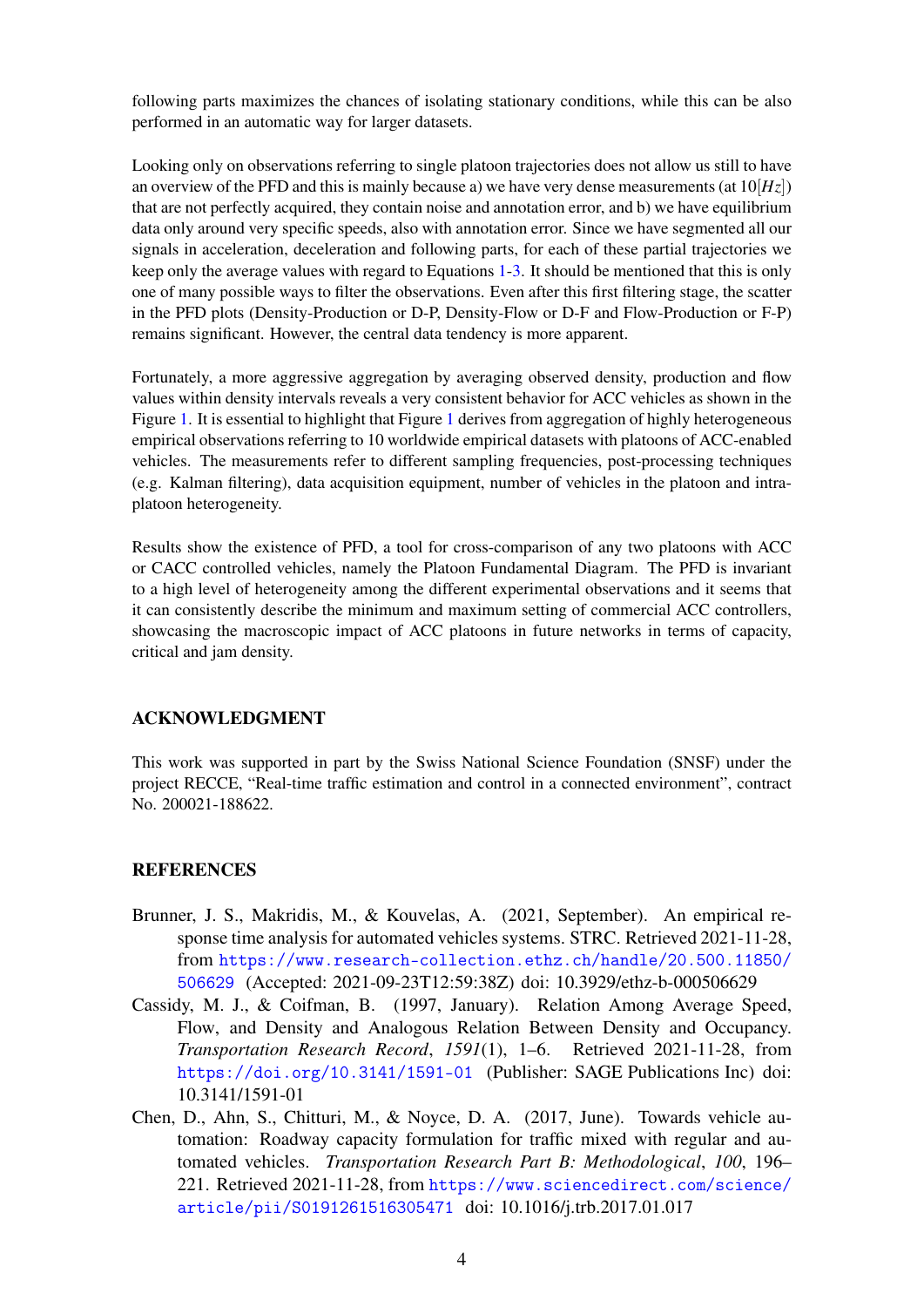following parts maximizes the chances of isolating stationary conditions, while this can be also performed in an automatic way for larger datasets.

Looking only on observations referring to single platoon trajectories does not allow us still to have an overview of the PFD and this is mainly because a) we have very dense measurements (at $10[Hz]$) that are not perfectly acquired, they contain noise and annotation error, and b) we have equilibrium data only around very specific speeds, also with annotation error. Since we have segmented all our signals in acceleration, deceleration and following parts, for each of these partial trajectories we keep only the average values with regard to Equations 1-3. It should be mentioned that this is only one of many possible ways to filter the observations. Even after this first filtering stage, the scatter in the PFD plots (Density-Production or D-P, Density-Flow or D-F and Flow-Production or F-P) remains significant. However, the central data tendency is more apparent.

Fortunately, a more aggressive aggregation by averaging observed density, production and flow values within density intervals reveals a very consistent behavior for ACC vehicles as shown in the Figure 1. It is essential to highlight that Figure 1 derives from aggregation of highly heterogeneous empirical observations referring to 10 worldwide empirical datasets with platoons of ACC-enabled vehicles. The measurements refer to different sampling frequencies, post-processing techniques (e.g. Kalman filtering), data acquisition equipment, number of vehicles in the platoon and intra-platoon heterogeneity.

Results show the existence of PFD, a tool for cross-comparison of any two platoons with ACC or CACC controlled vehicles, namely the Platoon Fundamental Diagram. The PFD is invariant to a high level of heterogeneity among the different experimental observations and it seems that it can consistently describe the minimum and maximum setting of commercial ACC controllers, showcasing the macroscopic impact of ACC platoons in future networks in terms of capacity, critical and jam density.

## ACKNOWLEDGMENT

This work was supported in part by the Swiss National Science Foundation (SNSF) under the project RECCE, "Real-time traffic estimation and control in a connected environment", contract No. 200021-188622.

## REFERENCES

Brunner, J. S., Makridis, M., & Kouvelas, A. (2021, September). An empirical response time analysis for automated vehicles systems. STRC. Retrieved 2021-11-28, from https://www.research-collection.ethz.ch/handle/20.500.11850/506629 (Accepted: 2021-09-23T12:59:38Z) doi: 10.3929/ethz-b-000506629

Cassidy, M. J., & Coifman, B. (1997, January). Relation Among Average Speed, Flow, and Density and Analogous Relation Between Density and Occupancy. *Transportation Research Record*, *1591*(1), 1–6. Retrieved 2021-11-28, from https://doi.org/10.3141/1591-01 (Publisher: SAGE Publications Inc) doi: 10.3141/1591-01

Chen, D., Ahn, S., Chitturi, M., & Noyce, D. A. (2017, June). Towards vehicle automation: Roadway capacity formulation for traffic mixed with regular and automated vehicles. *Transportation Research Part B: Methodological*, *100*, 196–221. Retrieved 2021-11-28, from https://www.sciencedirect.com/science/article/pii/S0191261516305471 doi: 10.1016/j.trb.2017.01.017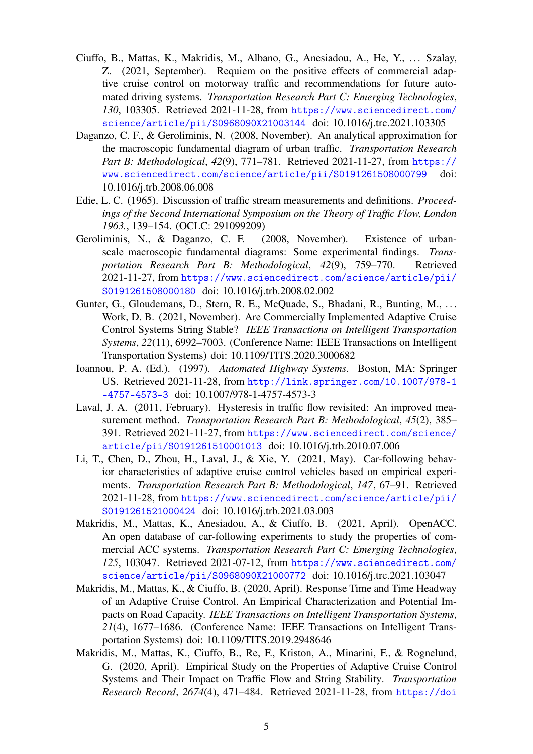Ciuffo, B., Mattas, K., Makridis, M., Albano, G., Anesiadou, A., He, Y., … Szalay, Z. (2021, September). Requiem on the positive effects of commercial adaptive cruise control on motorway traffic and recommendations for future automated driving systems. *Transportation Research Part C: Emerging Technologies*, *130*, 103305. Retrieved 2021-11-28, from https://www.sciencedirect.com/science/article/pii/S0968090X21003144 doi: 10.1016/j.trc.2021.103305

Daganzo, C. F., & Geroliminis, N. (2008, November). An analytical approximation for the macroscopic fundamental diagram of urban traffic. *Transportation Research Part B: Methodological*, *42*(9), 771–781. Retrieved 2021-11-27, from https://www.sciencedirect.com/science/article/pii/S0191261508000799 doi: 10.1016/j.trb.2008.06.008

Edie, L. C. (1965). Discussion of traffic stream measurements and definitions. *Proceedings of the Second International Symposium on the Theory of Traffic Flow, London 1963.*, 139–154. (OCLC: 291099209)

Geroliminis, N., & Daganzo, C. F. (2008, November). Existence of urban-scale macroscopic fundamental diagrams: Some experimental findings. *Transportation Research Part B: Methodological*, *42*(9), 759–770. Retrieved 2021-11-27, from https://www.sciencedirect.com/science/article/pii/S0191261508000180 doi: 10.1016/j.trb.2008.02.002

Gunter, G., Gloudemans, D., Stern, R. E., McQuade, S., Bhadani, R., Bunting, M., … Work, D. B. (2021, November). Are Commercially Implemented Adaptive Cruise Control Systems String Stable? *IEEE Transactions on Intelligent Transportation Systems*, *22*(11), 6992–7003. (Conference Name: IEEE Transactions on Intelligent Transportation Systems) doi: 10.1109/TITS.2020.3000682

Ioannou, P. A. (Ed.). (1997). *Automated Highway Systems*. Boston, MA: Springer US. Retrieved 2021-11-28, from http://link.springer.com/10.1007/978-1-4757-4573-3 doi: 10.1007/978-1-4757-4573-3

Laval, J. A. (2011, February). Hysteresis in traffic flow revisited: An improved measurement method. *Transportation Research Part B: Methodological*, *45*(2), 385–391. Retrieved 2021-11-27, from https://www.sciencedirect.com/science/article/pii/S0191261510001013 doi: 10.1016/j.trb.2010.07.006

Li, T., Chen, D., Zhou, H., Laval, J., & Xie, Y. (2021, May). Car-following behavior characteristics of adaptive cruise control vehicles based on empirical experiments. *Transportation Research Part B: Methodological*, *147*, 67–91. Retrieved 2021-11-28, from https://www.sciencedirect.com/science/article/pii/S0191261521000424 doi: 10.1016/j.trb.2021.03.003

Makridis, M., Mattas, K., Anesiadou, A., & Ciuffo, B. (2021, April). OpenACC. An open database of car-following experiments to study the properties of commercial ACC systems. *Transportation Research Part C: Emerging Technologies*, *125*, 103047. Retrieved 2021-07-12, from https://www.sciencedirect.com/science/article/pii/S0968090X21000772 doi: 10.1016/j.trc.2021.103047

Makridis, M., Mattas, K., & Ciuffo, B. (2020, April). Response Time and Time Headway of an Adaptive Cruise Control. An Empirical Characterization and Potential Impacts on Road Capacity. *IEEE Transactions on Intelligent Transportation Systems*, *21*(4), 1677–1686. (Conference Name: IEEE Transactions on Intelligent Transportation Systems) doi: 10.1109/TITS.2019.2948646

Makridis, M., Mattas, K., Ciuffo, B., Re, F., Kriston, A., Minarini, F., & Rognelund, G. (2020, April). Empirical Study on the Properties of Adaptive Cruise Control Systems and Their Impact on Traffic Flow and String Stability. *Transportation Research Record*, *2674*(4), 471–484. Retrieved 2021-11-28, from https://doi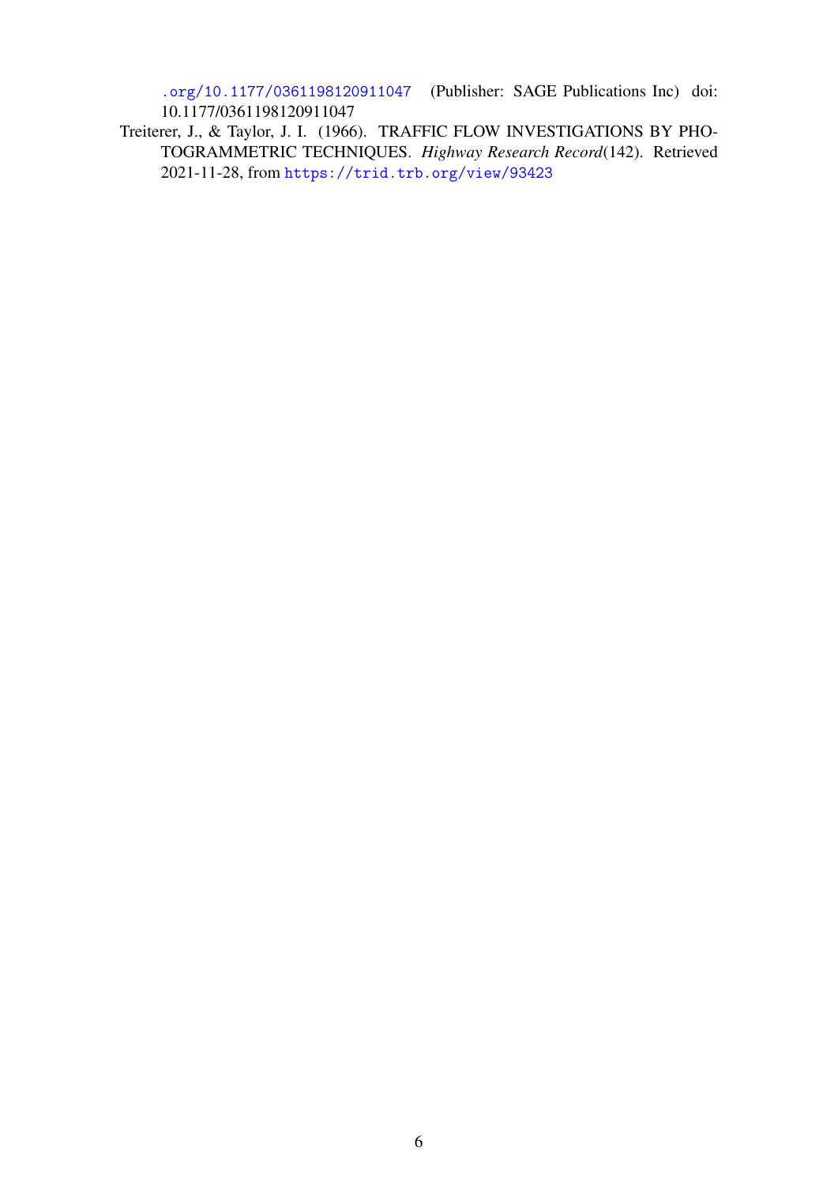.org/10.1177/0361198120911047 (Publisher: SAGE Publications Inc) doi: 10.1177/0361198120911047

Treiterer, J., & Taylor, J. I. (1966). TRAFFIC FLOW INVESTIGATIONS BY PHOTOGRAMMETRIC TECHNIQUES. *Highway Research Record*(142). Retrieved 2021-11-28, from https://trid.trb.org/view/93423